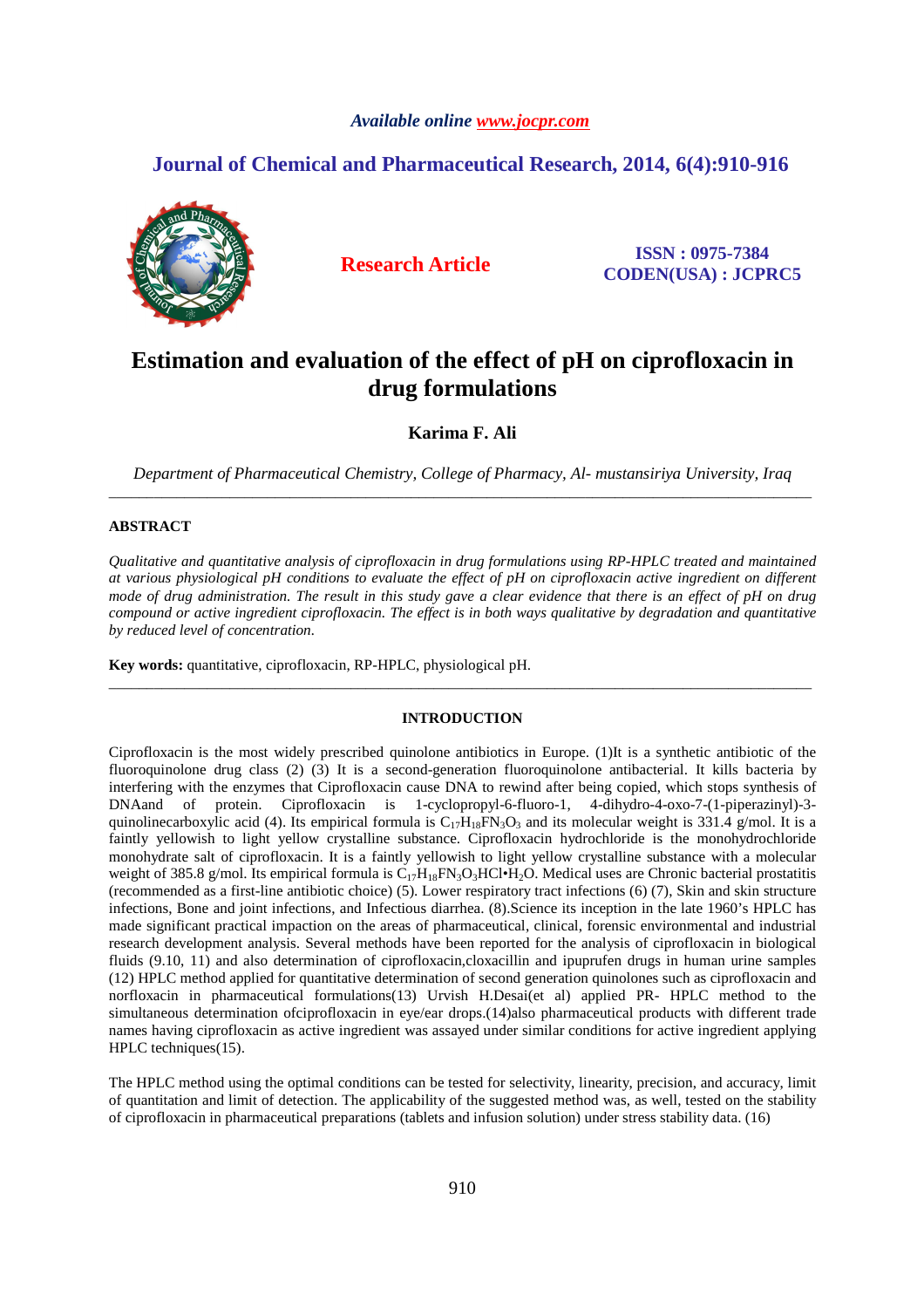*Available online www.jocpr.com*

## Journal of Chemical and Pharmaceutical Research, 2014, 6(4):910-916

**Research Article**

**ISSN : 0975-7384**
**CODEN(USA) : JCPRC5**

# Estimation and evaluation of the effect of pH on ciprofloxacin in drug formulations

**Karima F. Ali**

*Department of Pharmaceutical Chemistry, College of Pharmacy, Al- mustansiriya University, Iraq*

---

## ABSTRACT

*Qualitative and quantitative analysis of ciprofloxacin in drug formulations using RP-HPLC treated and maintained at various physiological pH conditions to evaluate the effect of pH on ciprofloxacin active ingredient on different mode of drug administration. The result in this study gave a clear evidence that there is an effect of pH on drug compound or active ingredient ciprofloxacin. The effect is in both ways qualitative by degradation and quantitative by reduced level of concentration.*

**Key words:** quantitative, ciprofloxacin, RP-HPLC, physiological pH.

---

## INTRODUCTION

Ciprofloxacin is the most widely prescribed quinolone antibiotics in Europe. (1)It is a synthetic antibiotic of the fluoroquinolone drug class (2) (3) It is a second-generation fluoroquinolone antibacterial. It kills bacteria by interfering with the enzymes that Ciprofloxacin cause DNA to rewind after being copied, which stops synthesis of DNAand of protein. Ciprofloxacin is 1-cyclopropyl-6-fluoro-1, 4-dihydro-4-oxo-7-(1-piperazinyl)-3-quinolinecarboxylic acid (4). Its empirical formula is $C_{17}H_{18}FN_3O_3$ and its molecular weight is 331.4 g/mol. It is a faintly yellowish to light yellow crystalline substance. Ciprofloxacin hydrochloride is the monohydrochloride monohydrate salt of ciprofloxacin. It is a faintly yellowish to light yellow crystalline substance with a molecular weight of 385.8 g/mol. Its empirical formula is $C_{17}H_{18}FN_3O_3HCl{\bullet}H_2O$. Medical uses are Chronic bacterial prostatitis (recommended as a first-line antibiotic choice) (5). Lower respiratory tract infections (6) (7), Skin and skin structure infections, Bone and joint infections, and Infectious diarrhea. (8).Science its inception in the late 1960's HPLC has made significant practical impaction on the areas of pharmaceutical, clinical, forensic environmental and industrial research development analysis. Several methods have been reported for the analysis of ciprofloxacin in biological fluids (9.10, 11) and also determination of ciprofloxacin,cloxacillin and ipuprufen drugs in human urine samples (12) HPLC method applied for quantitative determination of second generation quinolones such as ciprofloxacin and norfloxacin in pharmaceutical formulations(13) Urvish H.Desai(et al) applied PR- HPLC method to the simultaneous determination ofciprofloxacin in eye/ear drops.(14)also pharmaceutical products with different trade names having ciprofloxacin as active ingredient was assayed under similar conditions for active ingredient applying HPLC techniques(15).

The HPLC method using the optimal conditions can be tested for selectivity, linearity, precision, and accuracy, limit of quantitation and limit of detection. The applicability of the suggested method was, as well, tested on the stability of ciprofloxacin in pharmaceutical preparations (tablets and infusion solution) under stress stability data. (16)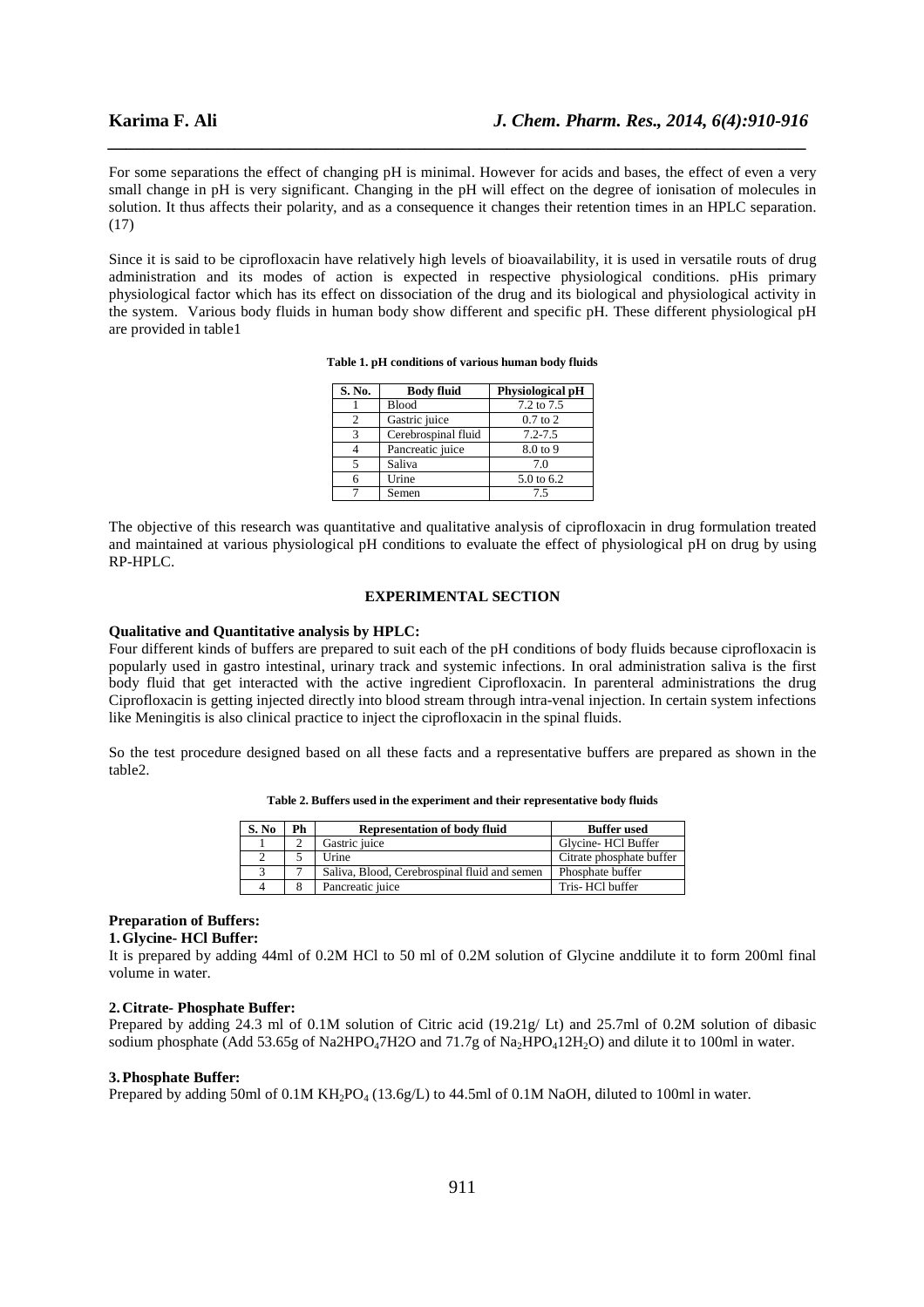For some separations the effect of changing pH is minimal. However for acids and bases, the effect of even a very small change in pH is very significant. Changing in the pH will effect on the degree of ionisation of molecules in solution. It thus affects their polarity, and as a consequence it changes their retention times in an HPLC separation. (17)

Since it is said to be ciprofloxacin have relatively high levels of bioavailability, it is used in versatile routs of drug administration and its modes of action is expected in respective physiological conditions. pHis primary physiological factor which has its effect on dissociation of the drug and its biological and physiological activity in the system. Various body fluids in human body show different and specific pH. These different physiological pH are provided in table1

**Table 1. pH conditions of various human body fluids**

| S. No. | Body fluid | Physiological pH |
|---|---|---|
| 1 | Blood | 7.2 to 7.5 |
| 2 | Gastric juice | 0.7 to 2 |
| 3 | Cerebrospinal fluid | 7.2-7.5 |
| 4 | Pancreatic juice | 8.0 to 9 |
| 5 | Saliva | 7.0 |
| 6 | Urine | 5.0 to 6.2 |
| 7 | Semen | 7.5 |

The objective of this research was quantitative and qualitative analysis of ciprofloxacin in drug formulation treated and maintained at various physiological pH conditions to evaluate the effect of physiological pH on drug by using RP-HPLC.

## EXPERIMENTAL SECTION

**Qualitative and Quantitative analysis by HPLC:**

Four different kinds of buffers are prepared to suit each of the pH conditions of body fluids because ciprofloxacin is popularly used in gastro intestinal, urinary track and systemic infections. In oral administration saliva is the first body fluid that get interacted with the active ingredient Ciprofloxacin. In parenteral administrations the drug Ciprofloxacin is getting injected directly into blood stream through intra-venal injection. In certain system infections like Meningitis is also clinical practice to inject the ciprofloxacin in the spinal fluids.

So the test procedure designed based on all these facts and a representative buffers are prepared as shown in the table2.

**Table 2. Buffers used in the experiment and their representative body fluids**

| S. No | Ph | Representation of body fluid | Buffer used |
|---|---|---|---|
| 1 | 2 | Gastric juice | Glycine- HCl Buffer |
| 2 | 5 | Urine | Citrate phosphate buffer |
| 3 | 7 | Saliva, Blood, Cerebrospinal fluid and semen | Phosphate buffer |
| 4 | 8 | Pancreatic juice | Tris- HCl buffer |

**Preparation of Buffers:**

**1. Glycine- HCl Buffer:**

It is prepared by adding 44ml of 0.2M HCl to 50 ml of 0.2M solution of Glycine anddilute it to form 200ml final volume in water.

**2. Citrate- Phosphate Buffer:**

Prepared by adding 24.3 ml of 0.1M solution of Citric acid (19.21g/ Lt) and 25.7ml of 0.2M solution of dibasic sodium phosphate (Add 53.65g of $Na2HPO_4 7H2O$ and 71.7g of $Na_2HPO_4 12H_2O$) and dilute it to 100ml in water.

**3. Phosphate Buffer:**

Prepared by adding 50ml of 0.1M $KH_2PO_4$ (13.6g/L) to 44.5ml of 0.1M NaOH, diluted to 100ml in water.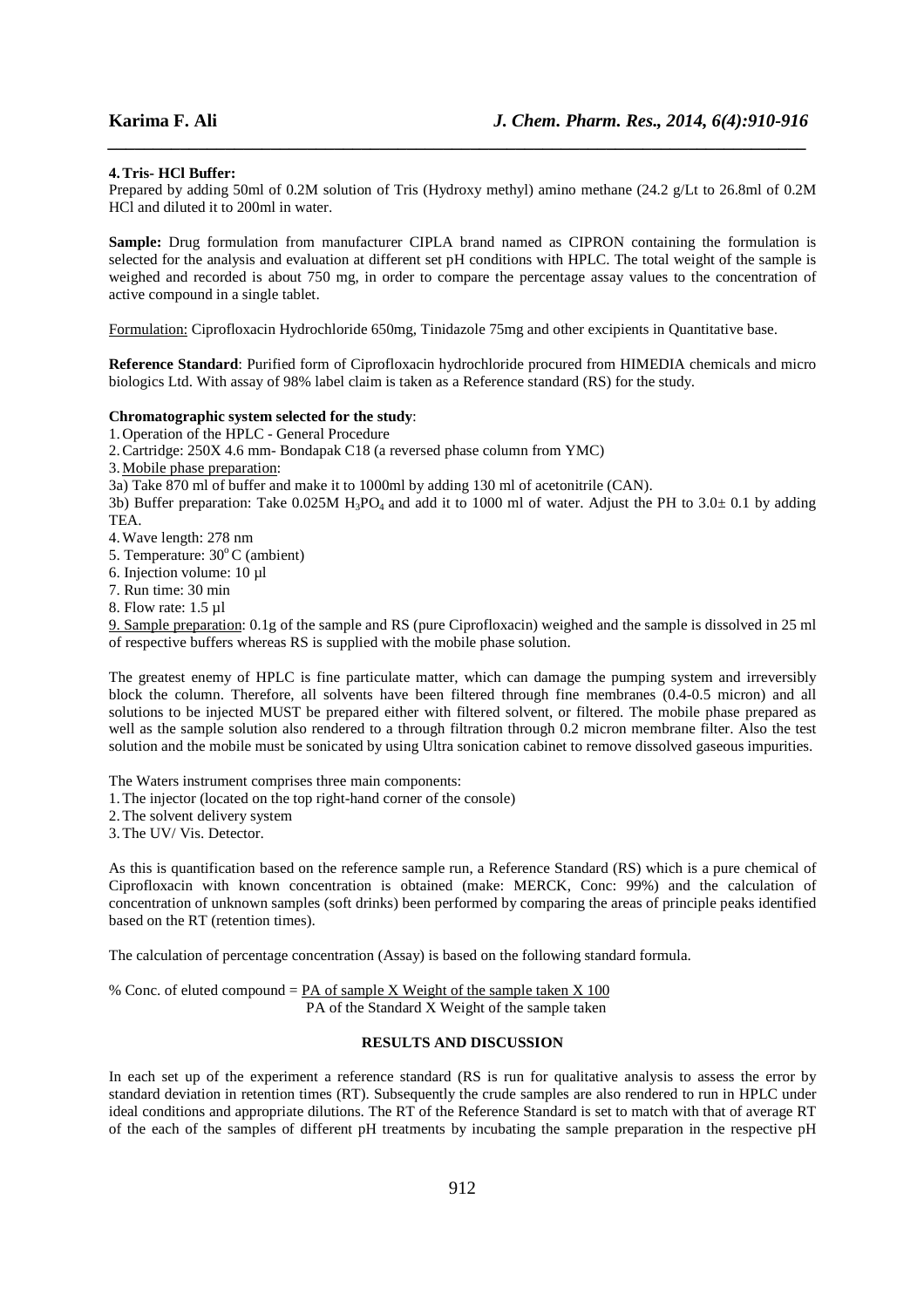**4. Tris- HCl Buffer:**
Prepared by adding 50ml of 0.2M solution of Tris (Hydroxy methyl) amino methane (24.2 g/Lt to 26.8ml of 0.2M HCl and diluted it to 200ml in water.

**Sample:** Drug formulation from manufacturer CIPLA brand named as CIPRON containing the formulation is selected for the analysis and evaluation at different set pH conditions with HPLC. The total weight of the sample is weighed and recorded is about 750 mg, in order to compare the percentage assay values to the concentration of active compound in a single tablet.

Formulation: Ciprofloxacin Hydrochloride 650mg, Tinidazole 75mg and other excipients in Quantitative base.

**Reference Standard**: Purified form of Ciprofloxacin hydrochloride procured from HIMEDIA chemicals and micro biologics Ltd. With assay of 98% label claim is taken as a Reference standard (RS) for the study.

**Chromatographic system selected for the study**:

1. Operation of the HPLC - General Procedure
2. Cartridge: 250X 4.6 mm- Bondapak C18 (a reversed phase column from YMC)
3. Mobile phase preparation:

3a) Take 870 ml of buffer and make it to 1000ml by adding 130 ml of acetonitrile (CAN).

3b) Buffer preparation: Take 0.025M $H_3PO_4$ and add it to 1000 ml of water. Adjust the PH to 3.0± 0.1 by adding TEA.

4. Wave length: 278 nm
5. Temperature: $30^oC$ (ambient)
6. Injection volume: 10 µl
7. Run time: 30 min
8. Flow rate: 1.5 µl
9. Sample preparation: 0.1g of the sample and RS (pure Ciprofloxacin) weighed and the sample is dissolved in 25 ml of respective buffers whereas RS is supplied with the mobile phase solution.

The greatest enemy of HPLC is fine particulate matter, which can damage the pumping system and irreversibly block the column. Therefore, all solvents have been filtered through fine membranes (0.4-0.5 micron) and all solutions to be injected MUST be prepared either with filtered solvent, or filtered. The mobile phase prepared as well as the sample solution also rendered to a through filtration through 0.2 micron membrane filter. Also the test solution and the mobile must be sonicated by using Ultra sonication cabinet to remove dissolved gaseous impurities.

The Waters instrument comprises three main components:

1. The injector (located on the top right-hand corner of the console)
2. The solvent delivery system
3. The UV/ Vis. Detector.

As this is quantification based on the reference sample run, a Reference Standard (RS) which is a pure chemical of Ciprofloxacin with known concentration is obtained (make: MERCK, Conc: 99%) and the calculation of concentration of unknown samples (soft drinks) been performed by comparing the areas of principle peaks identified based on the RT (retention times).

The calculation of percentage concentration (Assay) is based on the following standard formula.

$$\% \text{ Conc. of eluted compound} = \frac{\text{PA of sample X Weight of the sample taken X 100}}{\text{PA of the Standard X Weight of the sample taken}}$$

## RESULTS AND DISCUSSION

In each set up of the experiment a reference standard (RS is run for qualitative analysis to assess the error by standard deviation in retention times (RT). Subsequently the crude samples are also rendered to run in HPLC under ideal conditions and appropriate dilutions. The RT of the Reference Standard is set to match with that of average RT of the each of the samples of different pH treatments by incubating the sample preparation in the respective pH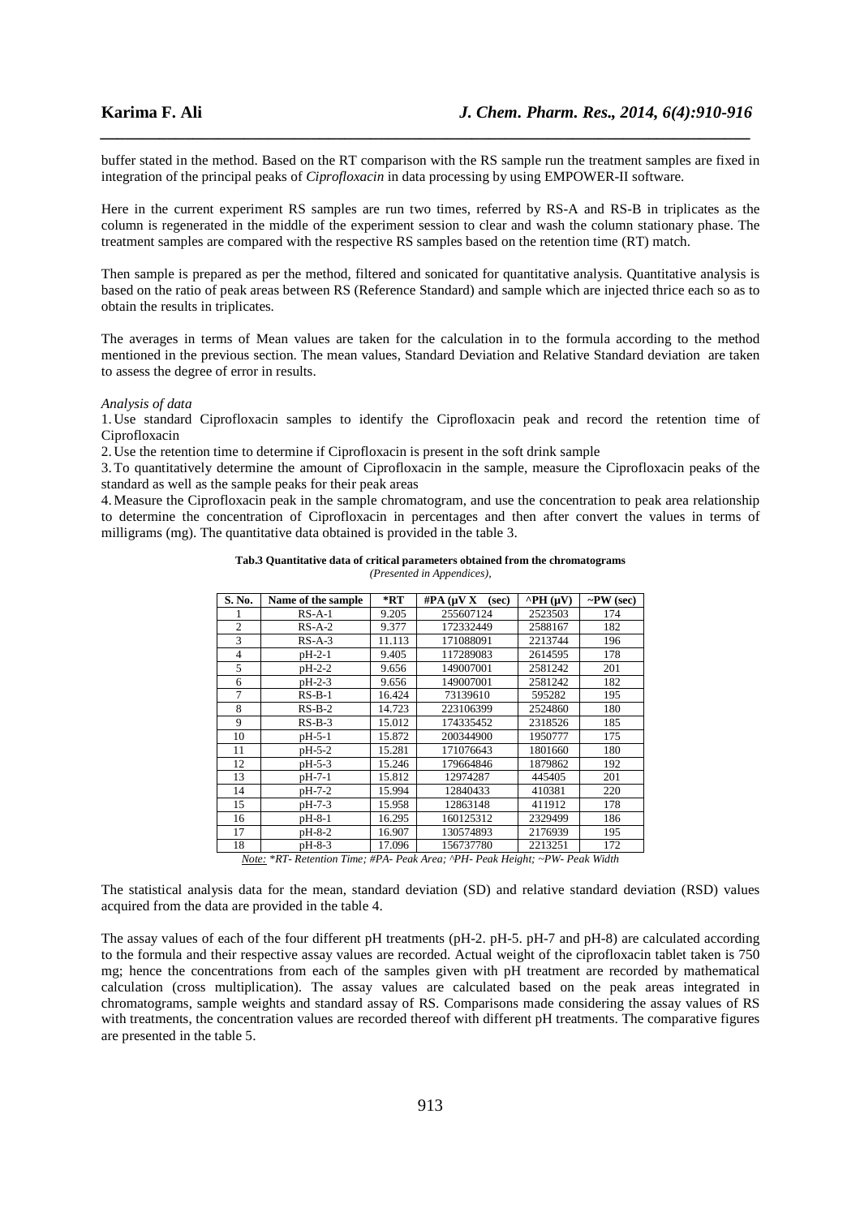buffer stated in the method. Based on the RT comparison with the RS sample run the treatment samples are fixed in integration of the principal peaks of *Ciprofloxacin* in data processing by using EMPOWER-II software.

Here in the current experiment RS samples are run two times, referred by RS-A and RS-B in triplicates as the column is regenerated in the middle of the experiment session to clear and wash the column stationary phase. The treatment samples are compared with the respective RS samples based on the retention time (RT) match.

Then sample is prepared as per the method, filtered and sonicated for quantitative analysis. Quantitative analysis is based on the ratio of peak areas between RS (Reference Standard) and sample which are injected thrice each so as to obtain the results in triplicates.

The averages in terms of Mean values are taken for the calculation in to the formula according to the method mentioned in the previous section. The mean values, Standard Deviation and Relative Standard deviation are taken to assess the degree of error in results.

*Analysis of data*

1. Use standard Ciprofloxacin samples to identify the Ciprofloxacin peak and record the retention time of Ciprofloxacin
2. Use the retention time to determine if Ciprofloxacin is present in the soft drink sample
3. To quantitatively determine the amount of Ciprofloxacin in the sample, measure the Ciprofloxacin peaks of the standard as well as the sample peaks for their peak areas
4. Measure the Ciprofloxacin peak in the sample chromatogram, and use the concentration to peak area relationship to determine the concentration of Ciprofloxacin in percentages and then after convert the values in terms of milligrams (mg). The quantitative data obtained is provided in the table 3.

**Tab.3 Quantitative data of critical parameters obtained from the chromatograms**
*(Presented in Appendices),*

| S. No. | Name of the sample | *RT | #PA (µV X (sec) | ^PH (µV) | ~PW (sec) |
|---|---|---|---|---|---|
| 1 | RS-A-1 | 9.205 | 255607124 | 2523503 | 174 |
| 2 | RS-A-2 | 9.377 | 172332449 | 2588167 | 182 |
| 3 | RS-A-3 | 11.113 | 171088091 | 2213744 | 196 |
| 4 | pH-2-1 | 9.405 | 117289083 | 2614595 | 178 |
| 5 | pH-2-2 | 9.656 | 149007001 | 2581242 | 201 |
| 6 | pH-2-3 | 9.656 | 149007001 | 2581242 | 182 |
| 7 | RS-B-1 | 16.424 | 73139610 | 595282 | 195 |
| 8 | RS-B-2 | 14.723 | 223106399 | 2524860 | 180 |
| 9 | RS-B-3 | 15.012 | 174335452 | 2318526 | 185 |
| 10 | pH-5-1 | 15.872 | 200344900 | 1950777 | 175 |
| 11 | pH-5-2 | 15.281 | 171076643 | 1801660 | 180 |
| 12 | pH-5-3 | 15.246 | 179664846 | 1879862 | 192 |
| 13 | pH-7-1 | 15.812 | 12974287 | 445405 | 201 |
| 14 | pH-7-2 | 15.994 | 12840433 | 410381 | 220 |
| 15 | pH-7-3 | 15.958 | 12863148 | 411912 | 178 |
| 16 | pH-8-1 | 16.295 | 160125312 | 2329499 | 186 |
| 17 | pH-8-2 | 16.907 | 130574893 | 2176939 | 195 |
| 18 | pH-8-3 | 17.096 | 156737780 | 2213251 | 172 |

*Note: *RT- Retention Time; #PA- Peak Area; ^PH- Peak Height; ~PW- Peak Width*

The statistical analysis data for the mean, standard deviation (SD) and relative standard deviation (RSD) values acquired from the data are provided in the table 4.

The assay values of each of the four different pH treatments (pH-2. pH-5. pH-7 and pH-8) are calculated according to the formula and their respective assay values are recorded. Actual weight of the ciprofloxacin tablet taken is 750 mg; hence the concentrations from each of the samples given with pH treatment are recorded by mathematical calculation (cross multiplication). The assay values are calculated based on the peak areas integrated in chromatograms, sample weights and standard assay of RS. Comparisons made considering the assay values of RS with treatments, the concentration values are recorded thereof with different pH treatments. The comparative figures are presented in the table 5.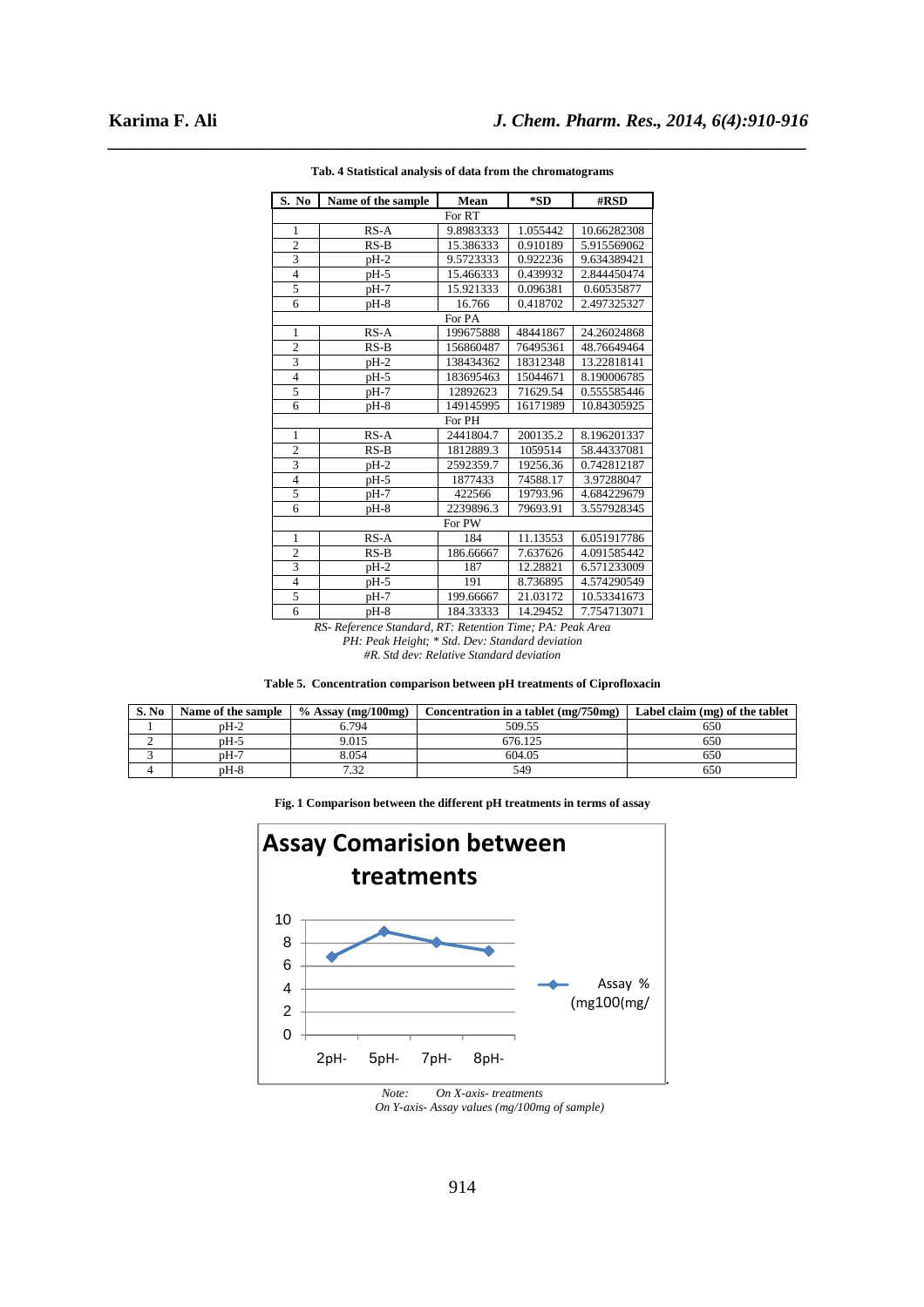**Tab. 4 Statistical analysis of data from the chromatograms**

| S. No | Name of the sample | Mean | *SD | #RSD |
|---|---|---|---|---|
| For RT | | | | |
| 1 | RS-A | 9.8983333 | 1.055442 | 10.66282308 |
| 2 | RS-B | 15.386333 | 0.910189 | 5.915569062 |
| 3 | pH-2 | 9.5723333 | 0.922236 | 9.634389421 |
| 4 | pH-5 | 15.466333 | 0.439932 | 2.844450474 |
| 5 | pH-7 | 15.921333 | 0.096381 | 0.60535877 |
| 6 | pH-8 | 16.766 | 0.418702 | 2.497325327 |
| For PA | | | | |
| 1 | RS-A | 199675888 | 48441867 | 24.26024868 |
| 2 | RS-B | 156860487 | 76495361 | 48.76649464 |
| 3 | pH-2 | 138434362 | 18312348 | 13.22818141 |
| 4 | pH-5 | 183695463 | 15044671 | 8.190006785 |
| 5 | pH-7 | 12892623 | 71629.54 | 0.555585446 |
| 6 | pH-8 | 149145995 | 16171989 | 10.84305925 |
| For PH | | | | |
| 1 | RS-A | 2441804.7 | 200135.2 | 8.196201337 |
| 2 | RS-B | 1812889.3 | 1059514 | 58.44337081 |
| 3 | pH-2 | 2592359.7 | 19256.36 | 0.742812187 |
| 4 | pH-5 | 1877433 | 74588.17 | 3.97288047 |
| 5 | pH-7 | 422566 | 19793.96 | 4.684229679 |
| 6 | pH-8 | 2239896.3 | 79693.91 | 3.557928345 |
| For PW | | | | |
| 1 | RS-A | 184 | 11.13553 | 6.051917786 |
| 2 | RS-B | 186.66667 | 7.637626 | 4.091585442 |
| 3 | pH-2 | 187 | 12.28821 | 6.571233009 |
| 4 | pH-5 | 191 | 8.736895 | 4.574290549 |
| 5 | pH-7 | 199.66667 | 21.03172 | 10.53341673 |
| 6 | pH-8 | 184.33333 | 14.29452 | 7.754713071 |

*RS- Reference Standard, RT: Retention Time; PA: Peak Area*
*PH: Peak Height; * Std. Dev: Standard deviation*
*#R. Std dev: Relative Standard deviation*

**Table 5. Concentration comparison between pH treatments of Ciprofloxacin**

| S. No | Name of the sample | % Assay (mg/100mg) | Concentration in a tablet (mg/750mg) | Label claim (mg) of the tablet |
|---|---|---|---|---|
| 1 | pH-2 | 6.794 | 509.55 | 650 |
| 2 | pH-5 | 9.015 | 676.125 | 650 |
| 3 | pH-7 | 8.054 | 604.05 | 650 |
| 4 | pH-8 | 7.32 | 549 | 650 |

**Fig. 1 Comparison between the different pH treatments in terms of assay**

*Note: On X-axis- treatments*
*On Y-axis- Assay values (mg/100mg of sample)*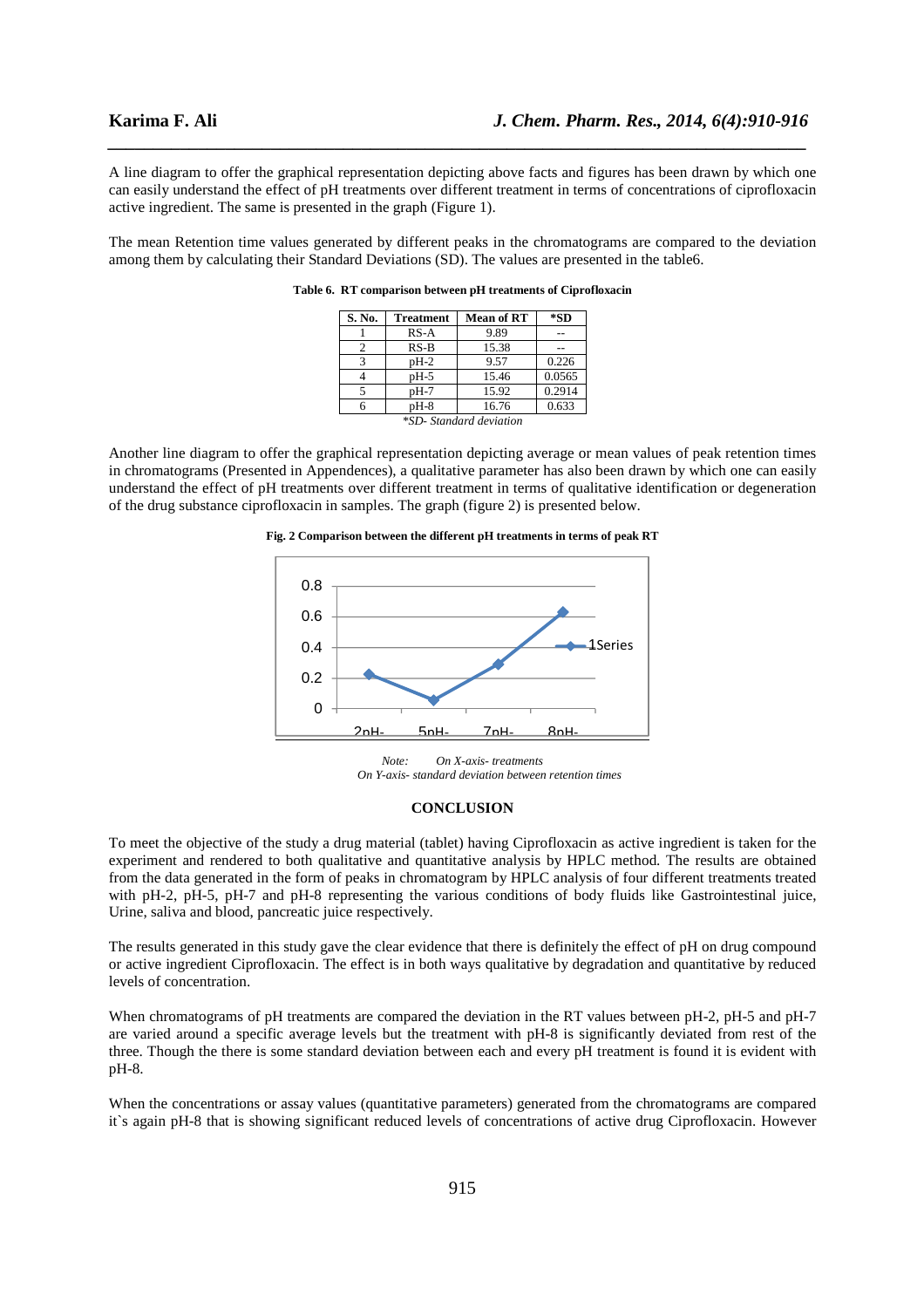A line diagram to offer the graphical representation depicting above facts and figures has been drawn by which one can easily understand the effect of pH treatments over different treatment in terms of concentrations of ciprofloxacin active ingredient. The same is presented in the graph (Figure 1).

The mean Retention time values generated by different peaks in the chromatograms are compared to the deviation among them by calculating their Standard Deviations (SD). The values are presented in the table6.

**Table 6. RT comparison between pH treatments of Ciprofloxacin**

| S. No. | Treatment | Mean of RT | *SD |
|---|---|---|---|
| 1 | RS-A | 9.89 | -- |
| 2 | RS-B | 15.38 | -- |
| 3 | pH-2 | 9.57 | 0.226 |
| 4 | pH-5 | 15.46 | 0.0565 |
| 5 | pH-7 | 15.92 | 0.2914 |
| 6 | pH-8 | 16.76 | 0.633 |

*\*SD- Standard deviation*

Another line diagram to offer the graphical representation depicting average or mean values of peak retention times in chromatograms (Presented in Appendences), a qualitative parameter has also been drawn by which one can easily understand the effect of pH treatments over different treatment in terms of qualitative identification or degeneration of the drug substance ciprofloxacin in samples. The graph (figure 2) is presented below.

**Fig. 2 Comparison between the different pH treatments in terms of peak RT**

*Note: On X-axis- treatments*
*On Y-axis- standard deviation between retention times*

## CONCLUSION

To meet the objective of the study a drug material (tablet) having Ciprofloxacin as active ingredient is taken for the experiment and rendered to both qualitative and quantitative analysis by HPLC method. The results are obtained from the data generated in the form of peaks in chromatogram by HPLC analysis of four different treatments treated with pH-2, pH-5, pH-7 and pH-8 representing the various conditions of body fluids like Gastrointestinal juice, Urine, saliva and blood, pancreatic juice respectively.

The results generated in this study gave the clear evidence that there is definitely the effect of pH on drug compound or active ingredient Ciprofloxacin. The effect is in both ways qualitative by degradation and quantitative by reduced levels of concentration.

When chromatograms of pH treatments are compared the deviation in the RT values between pH-2, pH-5 and pH-7 are varied around a specific average levels but the treatment with pH-8 is significantly deviated from rest of the three. Though the there is some standard deviation between each and every pH treatment is found it is evident with pH-8.

When the concentrations or assay values (quantitative parameters) generated from the chromatograms are compared it`s again pH-8 that is showing significant reduced levels of concentrations of active drug Ciprofloxacin. However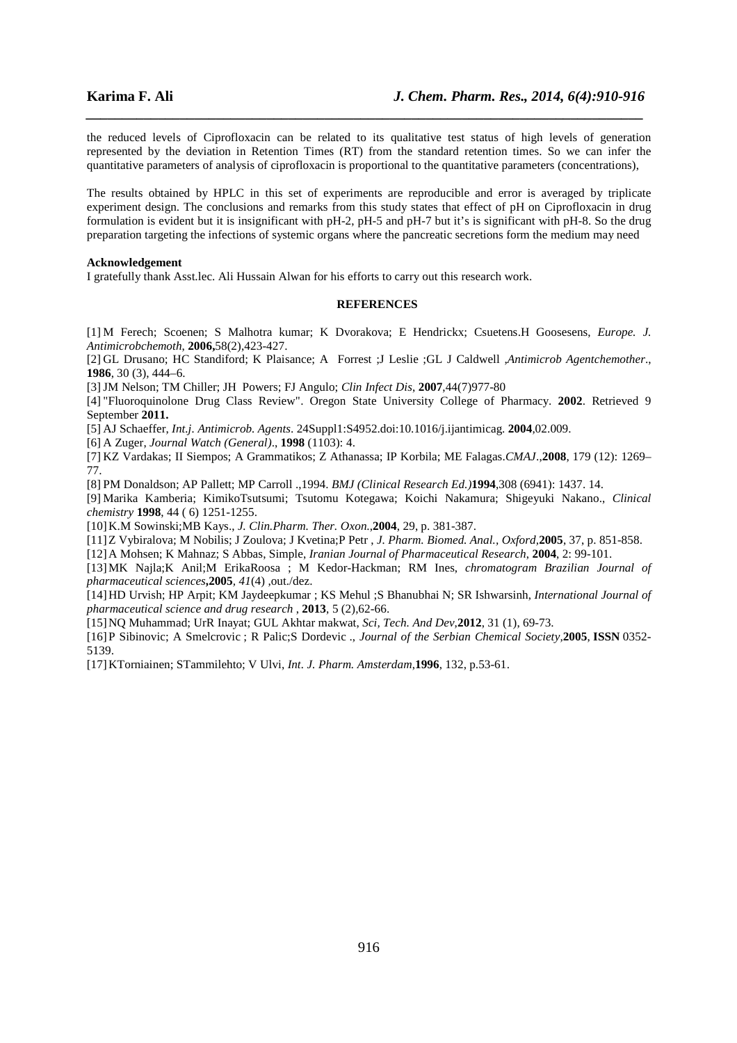the reduced levels of Ciprofloxacin can be related to its qualitative test status of high levels of generation represented by the deviation in Retention Times (RT) from the standard retention times. So we can infer the quantitative parameters of analysis of ciprofloxacin is proportional to the quantitative parameters (concentrations),

The results obtained by HPLC in this set of experiments are reproducible and error is averaged by triplicate experiment design. The conclusions and remarks from this study states that effect of pH on Ciprofloxacin in drug formulation is evident but it is insignificant with pH-2, pH-5 and pH-7 but it's is significant with pH-8. So the drug preparation targeting the infections of systemic organs where the pancreatic secretions form the medium may need

**Acknowledgement**

I gratefully thank Asst.lec. Ali Hussain Alwan for his efforts to carry out this research work.

## REFERENCES

[1] M Ferech; Scoenen; S Malhotra kumar; K Dvorakova; E Hendrickx; Csuetens.H Goosesens, *Europe. J. Antimicrobchemoth*, **2006,**58(2),423-427.

[2] GL Drusano; HC Standiford; K Plaisance; A Forrest ;J Leslie ;GL J Caldwell ,*Antimicrob Agentchemother*., **1986**, 30 (3), 444–6.

[3] JM Nelson; TM Chiller; JH Powers; FJ Angulo; *Clin Infect Dis*, **2007**,44(7)977-80

[4] "Fluoroquinolone Drug Class Review". Oregon State University College of Pharmacy. **2002**. Retrieved 9 September **2011.**

[5] AJ Schaeffer, *Int.j. Antimicrob. Agents*. 24Suppl1:S4952.doi:10.1016/j.ijantimicag. **2004**,02.009.

[6] A Zuger, *Journal Watch (General)*., **1998** (1103): 4.

[7] KZ Vardakas; II Siempos; A Grammatikos; Z Athanassa; IP Korbila; ME Falagas.*CMAJ*.,**2008**, 179 (12): 1269–77.

[8] PM Donaldson; AP Pallett; MP Carroll .,1994. *BMJ (Clinical Research Ed.)***1994**,308 (6941): 1437. 14.

[9] Marika Kamberia; KimikoTsutsumi; Tsutomu Kotegawa; Koichi Nakamura; Shigeyuki Nakano., *Clinical chemistry* **1998**, 44 ( 6) 1251-1255.

[10] K.M Sowinski;MB Kays., *J. Clin.Pharm. Ther. Oxon.*,**2004**, 29, p. 381-387.

[11] Z Vybiralova; M Nobilis; J Zoulova; J Kvetina;P Petr , *J. Pharm. Biomed. Anal., Oxford*,**2005**, 37, p. 851-858.

[12] A Mohsen; K Mahnaz; S Abbas, Simple, *Iranian Journal of Pharmaceutical Research*, **2004**, 2: 99-101.

[13] MK Najla;K Anil;M ErikaRoosa ; M Kedor-Hackman; RM Ines, *chromatogram Brazilian Journal of pharmaceutical sciences***,2005**, *41*(4) ,out./dez.

[14] HD Urvish; HP Arpit; KM Jaydeepkumar ; KS Mehul ;S Bhanubhai N; SR Ishwarsinh, *International Journal of pharmaceutical science and drug research* , **2013**, 5 (2),62-66.

[15] NQ Muhammad; UrR Inayat; GUL Akhtar makwat, *Sci, Tech. And Dev*,**2012**, 31 (1), 69-73.

[16] P Sibinovic; A Smelcrovic ; R Palic;S Dordevic ., *Journal of the Serbian Chemical Society*,**2005**, **ISSN** 0352-5139.

[17] KTorniainen; STammilehto; V Ulvi, *Int. J. Pharm. Amsterdam*,**1996**, 132, p.53-61.